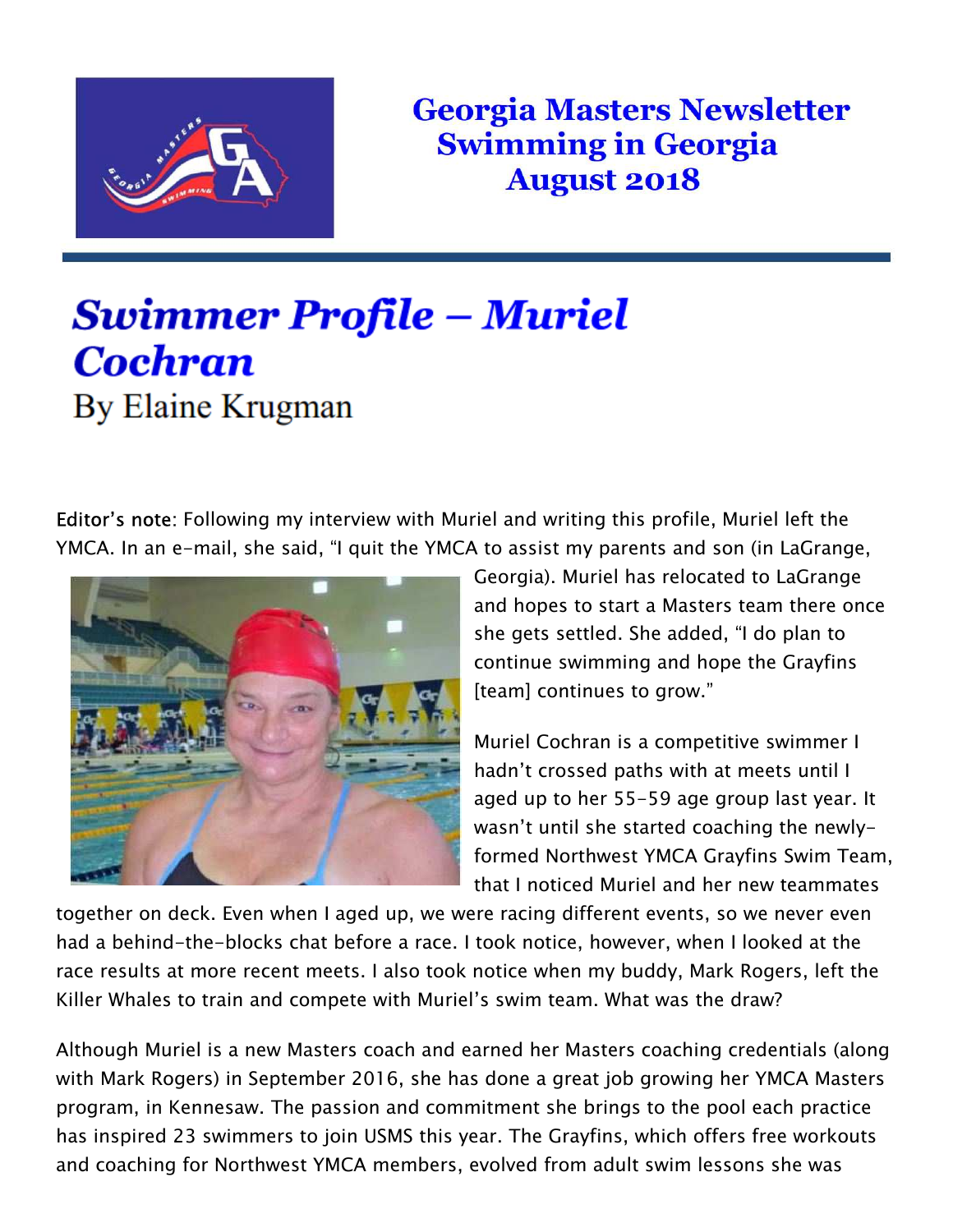# Georgia Masters Newsletter
## Swimming in Georgia
## August 2018

# *Swimmer Profile – Muriel Cochran*

By Elaine Krugman

Editor's note: Following my interview with Muriel and writing this profile, Muriel left the YMCA. In an e-mail, she said, "I quit the YMCA to assist my parents and son (in LaGrange, Georgia). Muriel has relocated to LaGrange and hopes to start a Masters team there once she gets settled. She added, "I do plan to continue swimming and hope the Grayfins [team] continues to grow."

Muriel Cochran is a competitive swimmer I hadn't crossed paths with at meets until I aged up to her 55-59 age group last year. It wasn't until she started coaching the newly-formed Northwest YMCA Grayfins Swim Team, that I noticed Muriel and her new teammates together on deck. Even when I aged up, we were racing different events, so we never even had a behind-the-blocks chat before a race. I took notice, however, when I looked at the race results at more recent meets. I also took notice when my buddy, Mark Rogers, left the Killer Whales to train and compete with Muriel's swim team. What was the draw?

Although Muriel is a new Masters coach and earned her Masters coaching credentials (along with Mark Rogers) in September 2016, she has done a great job growing her YMCA Masters program, in Kennesaw. The passion and commitment she brings to the pool each practice has inspired 23 swimmers to join USMS this year. The Grayfins, which offers free workouts and coaching for Northwest YMCA members, evolved from adult swim lessons she was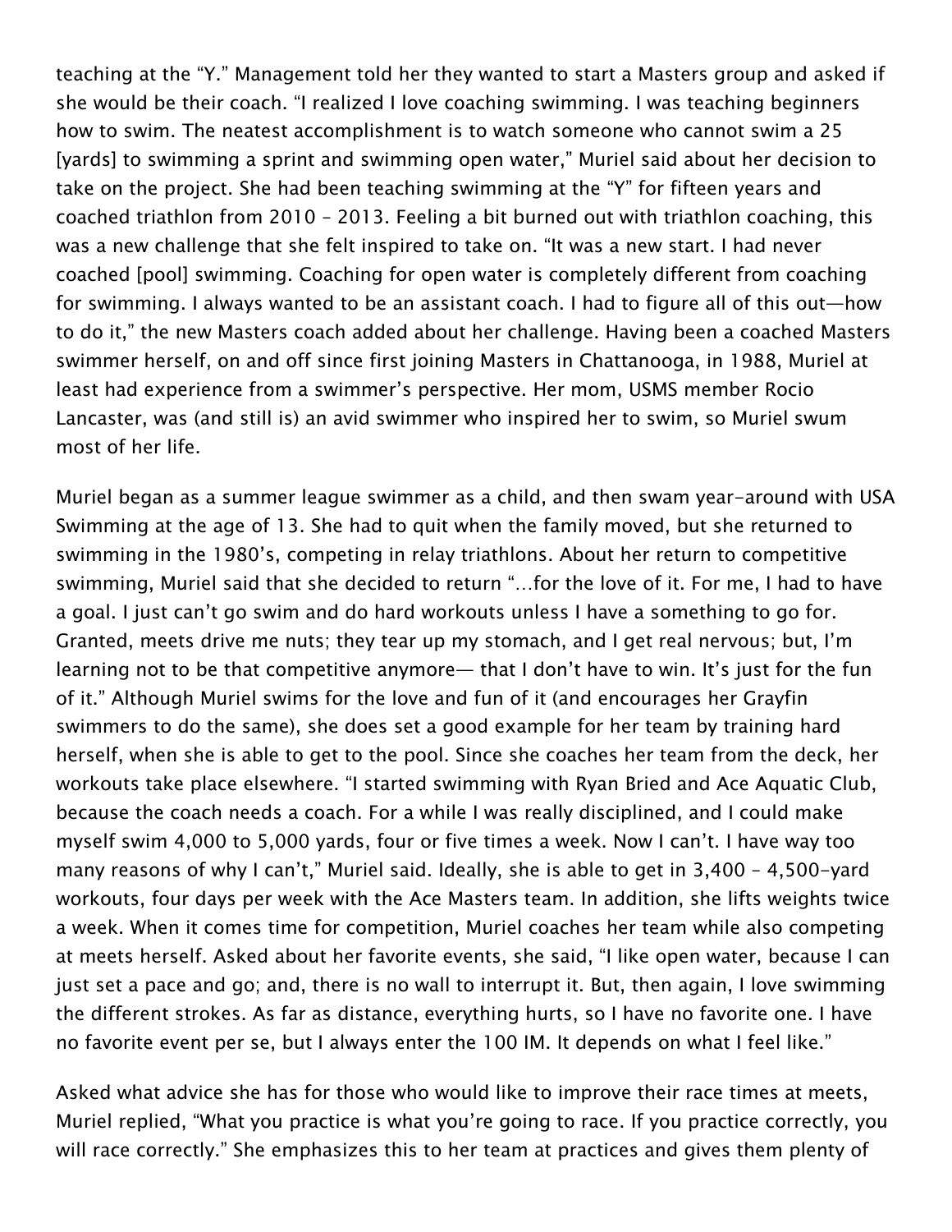teaching at the "Y." Management told her they wanted to start a Masters group and asked if she would be their coach. "I realized I love coaching swimming. I was teaching beginners how to swim. The neatest accomplishment is to watch someone who cannot swim a 25 [yards] to swimming a sprint and swimming open water," Muriel said about her decision to take on the project. She had been teaching swimming at the "Y" for fifteen years and coached triathlon from 2010 – 2013. Feeling a bit burned out with triathlon coaching, this was a new challenge that she felt inspired to take on. "It was a new start. I had never coached [pool] swimming. Coaching for open water is completely different from coaching for swimming. I always wanted to be an assistant coach. I had to figure all of this out—how to do it," the new Masters coach added about her challenge. Having been a coached Masters swimmer herself, on and off since first joining Masters in Chattanooga, in 1988, Muriel at least had experience from a swimmer's perspective. Her mom, USMS member Rocio Lancaster, was (and still is) an avid swimmer who inspired her to swim, so Muriel swum most of her life.

Muriel began as a summer league swimmer as a child, and then swam year-around with USA Swimming at the age of 13. She had to quit when the family moved, but she returned to swimming in the 1980's, competing in relay triathlons. About her return to competitive swimming, Muriel said that she decided to return "…for the love of it. For me, I had to have a goal. I just can't go swim and do hard workouts unless I have a something to go for. Granted, meets drive me nuts; they tear up my stomach, and I get real nervous; but, I'm learning not to be that competitive anymore— that I don't have to win. It's just for the fun of it." Although Muriel swims for the love and fun of it (and encourages her Grayfin swimmers to do the same), she does set a good example for her team by training hard herself, when she is able to get to the pool. Since she coaches her team from the deck, her workouts take place elsewhere. "I started swimming with Ryan Bried and Ace Aquatic Club, because the coach needs a coach. For a while I was really disciplined, and I could make myself swim 4,000 to 5,000 yards, four or five times a week. Now I can't. I have way too many reasons of why I can't," Muriel said. Ideally, she is able to get in 3,400 – 4,500-yard workouts, four days per week with the Ace Masters team. In addition, she lifts weights twice a week. When it comes time for competition, Muriel coaches her team while also competing at meets herself. Asked about her favorite events, she said, "I like open water, because I can just set a pace and go; and, there is no wall to interrupt it. But, then again, I love swimming the different strokes. As far as distance, everything hurts, so I have no favorite one. I have no favorite event per se, but I always enter the 100 IM. It depends on what I feel like."

Asked what advice she has for those who would like to improve their race times at meets, Muriel replied, "What you practice is what you're going to race. If you practice correctly, you will race correctly." She emphasizes this to her team at practices and gives them plenty of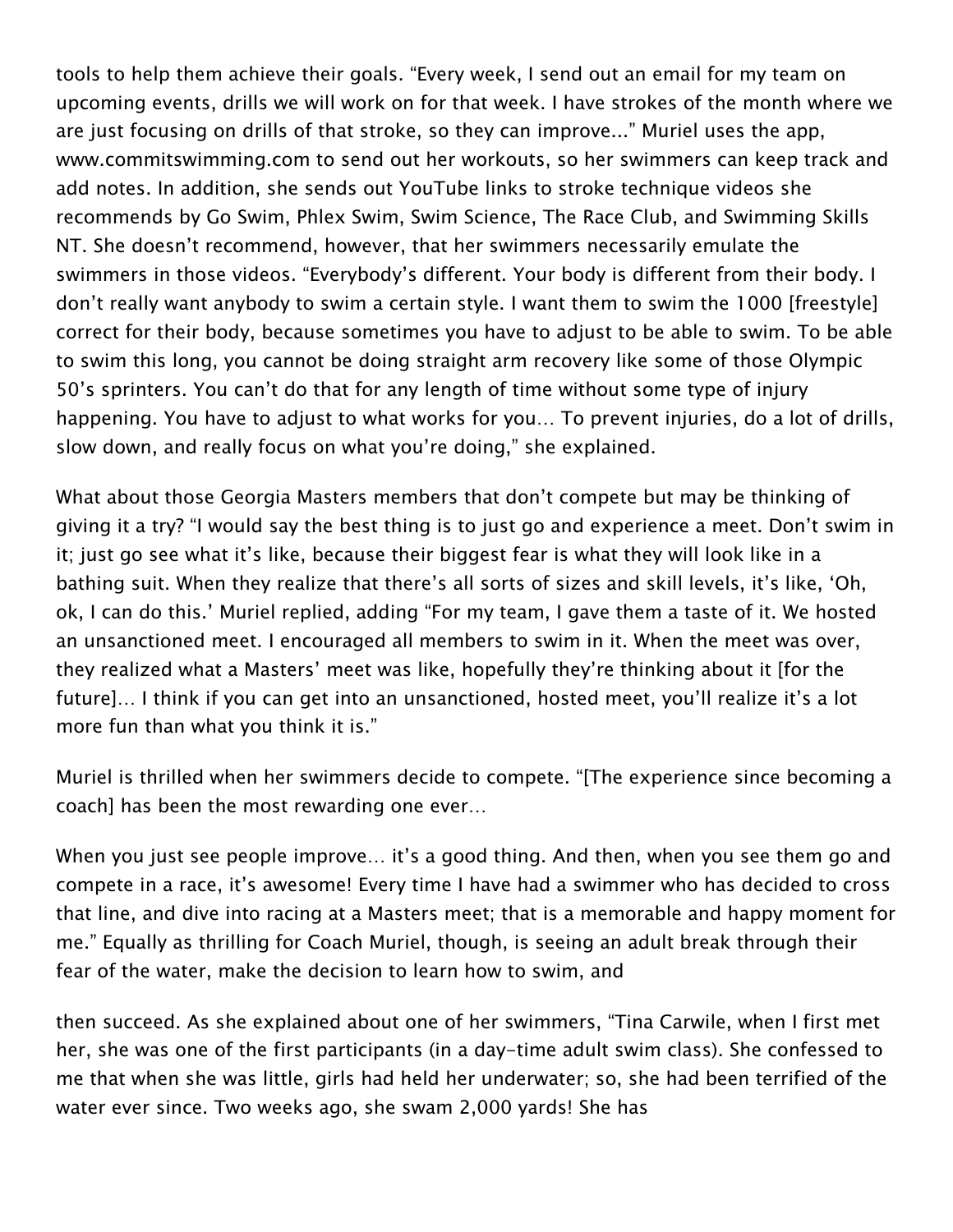tools to help them achieve their goals. "Every week, I send out an email for my team on upcoming events, drills we will work on for that week. I have strokes of the month where we are just focusing on drills of that stroke, so they can improve..." Muriel uses the app, www.commitswimming.com to send out her workouts, so her swimmers can keep track and add notes. In addition, she sends out YouTube links to stroke technique videos she recommends by Go Swim, Phlex Swim, Swim Science, The Race Club, and Swimming Skills NT. She doesn't recommend, however, that her swimmers necessarily emulate the swimmers in those videos. "Everybody's different. Your body is different from their body. I don't really want anybody to swim a certain style. I want them to swim the 1000 [freestyle] correct for their body, because sometimes you have to adjust to be able to swim. To be able to swim this long, you cannot be doing straight arm recovery like some of those Olympic 50's sprinters. You can't do that for any length of time without some type of injury happening. You have to adjust to what works for you… To prevent injuries, do a lot of drills, slow down, and really focus on what you're doing," she explained.

What about those Georgia Masters members that don't compete but may be thinking of giving it a try? "I would say the best thing is to just go and experience a meet. Don't swim in it; just go see what it's like, because their biggest fear is what they will look like in a bathing suit. When they realize that there's all sorts of sizes and skill levels, it's like, 'Oh, ok, I can do this.' Muriel replied, adding "For my team, I gave them a taste of it. We hosted an unsanctioned meet. I encouraged all members to swim in it. When the meet was over, they realized what a Masters' meet was like, hopefully they're thinking about it [for the future]… I think if you can get into an unsanctioned, hosted meet, you'll realize it's a lot more fun than what you think it is."

Muriel is thrilled when her swimmers decide to compete. "[The experience since becoming a coach] has been the most rewarding one ever…

When you just see people improve… it's a good thing. And then, when you see them go and compete in a race, it's awesome! Every time I have had a swimmer who has decided to cross that line, and dive into racing at a Masters meet; that is a memorable and happy moment for me." Equally as thrilling for Coach Muriel, though, is seeing an adult break through their fear of the water, make the decision to learn how to swim, and

then succeed. As she explained about one of her swimmers, "Tina Carwile, when I first met her, she was one of the first participants (in a day-time adult swim class). She confessed to me that when she was little, girls had held her underwater; so, she had been terrified of the water ever since. Two weeks ago, she swam 2,000 yards! She has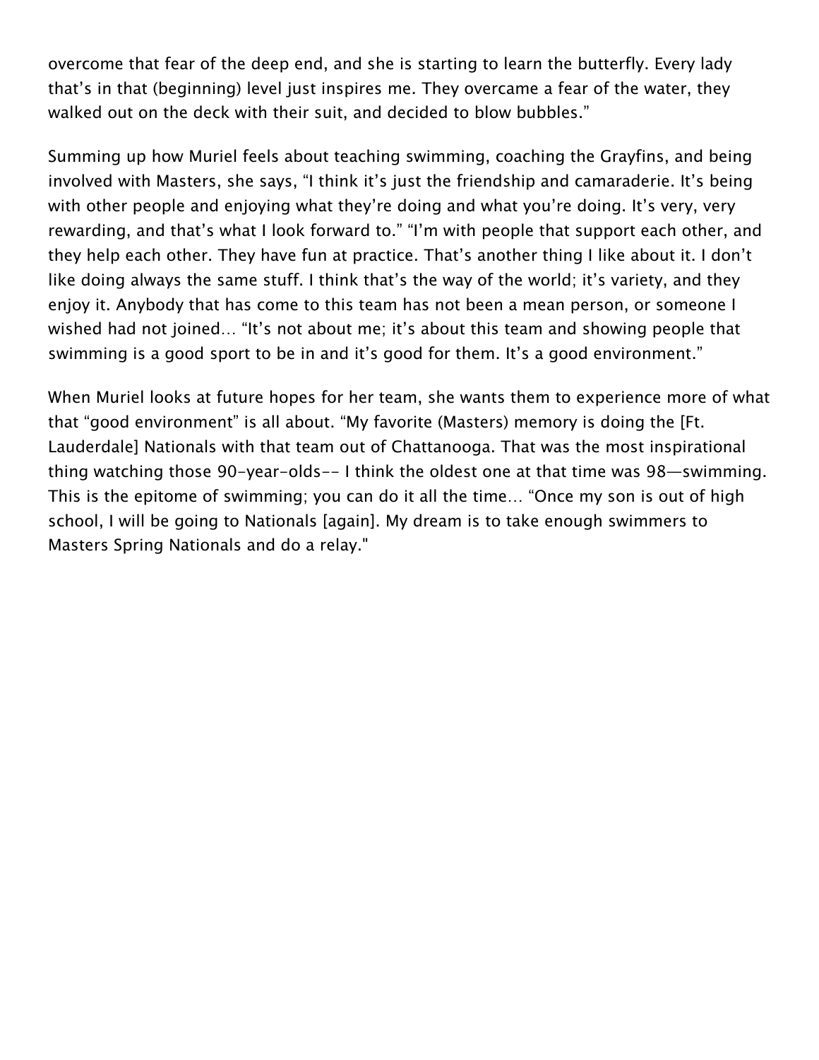overcome that fear of the deep end, and she is starting to learn the butterfly. Every lady that's in that (beginning) level just inspires me. They overcame a fear of the water, they walked out on the deck with their suit, and decided to blow bubbles."

Summing up how Muriel feels about teaching swimming, coaching the Grayfins, and being involved with Masters, she says, "I think it's just the friendship and camaraderie. It's being with other people and enjoying what they're doing and what you're doing. It's very, very rewarding, and that's what I look forward to." "I'm with people that support each other, and they help each other. They have fun at practice. That's another thing I like about it. I don't like doing always the same stuff. I think that's the way of the world; it's variety, and they enjoy it. Anybody that has come to this team has not been a mean person, or someone I wished had not joined… "It's not about me; it's about this team and showing people that swimming is a good sport to be in and it's good for them. It's a good environment."

When Muriel looks at future hopes for her team, she wants them to experience more of what that "good environment" is all about. "My favorite (Masters) memory is doing the [Ft. Lauderdale] Nationals with that team out of Chattanooga. That was the most inspirational thing watching those 90-year-olds-- I think the oldest one at that time was 98—swimming. This is the epitome of swimming; you can do it all the time… "Once my son is out of high school, I will be going to Nationals [again]. My dream is to take enough swimmers to Masters Spring Nationals and do a relay."